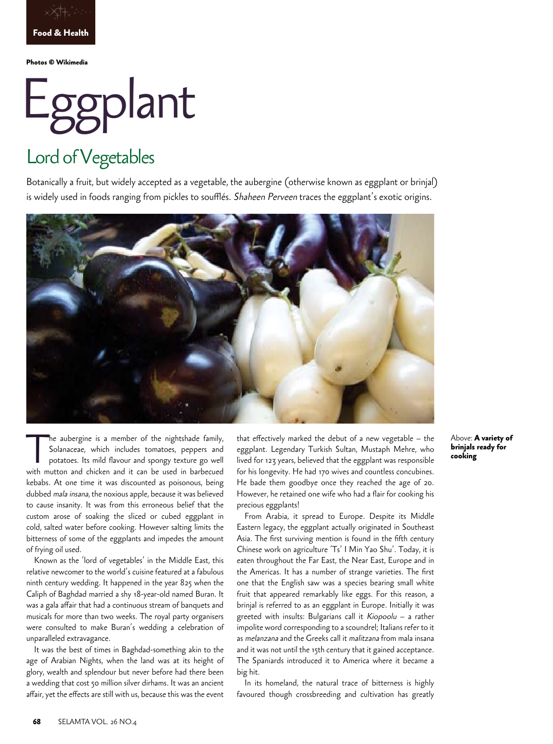Photos © Wikimedia

# Eggplant

## Lord of Vegetables

Botanically a fruit, but widely accepted as a vegetable, the aubergine (otherwise known as eggplant or brinjal) is widely used in foods ranging from pickles to soufflés. *Shaheen Perveen* traces the eggplant's exotic origins.

Above: **A variety of brinjals ready for cooking**

The aubergine is a member of the nightshade family, Solanaceae, which includes tomatoes, peppers and potatoes. Its mild flavour and spongy texture go well with mutton and chicken and it can be used in barbecued kebabs. At one time it was discounted as poisonous, being dubbed *mala insana*, the noxious apple, because it was believed to cause insanity. It was from this erroneous belief that the custom arose of soaking the sliced or cubed eggplant in cold, salted water before cooking. However salting limits the bitterness of some of the eggplants and impedes the amount of frying oil used.

Known as the 'lord of vegetables' in the Middle East, this relative newcomer to the world's cuisine featured at a fabulous ninth century wedding. It happened in the year 825 when the Caliph of Baghdad married a shy 18-year-old named Buran. It was a gala affair that had a continuous stream of banquets and musicals for more than two weeks. The royal party organisers were consulted to make Buran's wedding a celebration of unparalleled extravagance.

It was the best of times in Baghdad-something akin to the age of Arabian Nights, when the land was at its height of glory, wealth and splendour but never before had there been a wedding that cost 50 million silver dirhams. It was an ancient affair, yet the effects are still with us, because this was the event that effectively marked the debut of a new vegetable – the eggplant. Legendary Turkish Sultan, Mustaph Mehre, who lived for 123 years, believed that the eggplant was responsible for his longevity. He had 170 wives and countless concubines. He bade them goodbye once they reached the age of 20. However, he retained one wife who had a flair for cooking his precious eggplants!

From Arabia, it spread to Europe. Despite its Middle Eastern legacy, the eggplant actually originated in Southeast Asia. The first surviving mention is found in the fifth century Chinese work on agriculture 'Ts' I Min Yao Shu'. Today, it is eaten throughout the Far East, the Near East, Europe and in the Americas. It has a number of strange varieties. The first one that the English saw was a species bearing small white fruit that appeared remarkably like eggs. For this reason, a brinjal is referred to as an eggplant in Europe. Initially it was greeted with insults: Bulgarians call it *Kiopoolu* – a rather impolite word corresponding to a scoundrel; Italians refer to it as *melanzana* and the Greeks call it *malitzana* from mala insana and it was not until the 15th century that it gained acceptance. The Spaniards introduced it to America where it became a big hit.

In its homeland, the natural trace of bitterness is highly favoured though crossbreeding and cultivation has greatly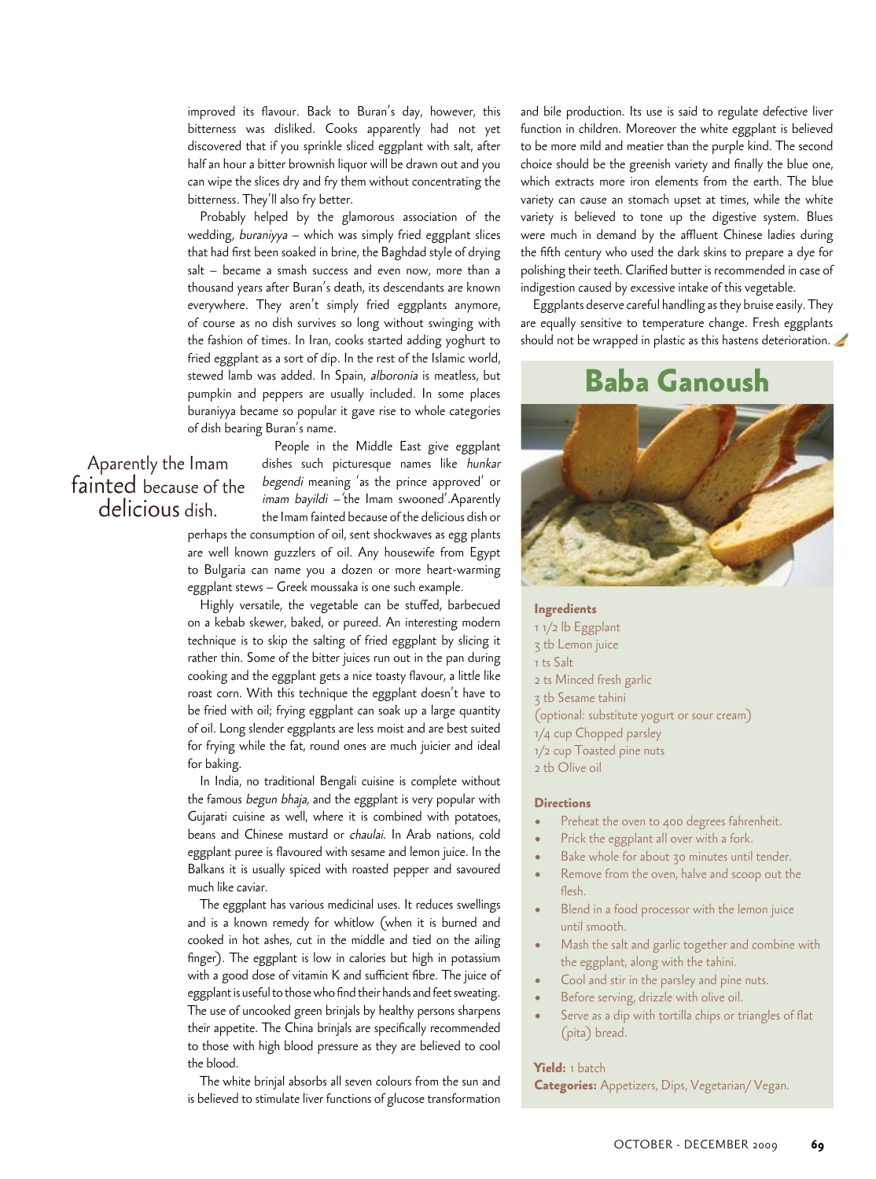improved its flavour. Back to Buran's day, however, this bitterness was disliked. Cooks apparently had not yet discovered that if you sprinkle sliced eggplant with salt, after half an hour a bitter brownish liquor will be drawn out and you can wipe the slices dry and fry them without concentrating the bitterness. They'll also fry better.

Probably helped by the glamorous association of the wedding, *buraniyya* – which was simply fried eggplant slices that had first been soaked in brine, the Baghdad style of drying salt – became a smash success and even now, more than a thousand years after Buran's death, its descendants are known everywhere. They aren't simply fried eggplants anymore, of course as no dish survives so long without swinging with the fashion of times. In Iran, cooks started adding yoghurt to fried eggplant as a sort of dip. In the rest of the Islamic world, stewed lamb was added. In Spain, *alboronia* is meatless, but pumpkin and peppers are usually included. In some places buraniyya became so popular it gave rise to whole categories of dish bearing Buran's name.

Aparently the Imam fainted because of the delicious dish.

People in the Middle East give eggplant dishes such picturesque names like *hunkar begendi* meaning 'as the prince approved' or *imam bayildi* –'the Imam swooned'.Apparently the Imam fainted because of the delicious dish or perhaps the consumption of oil, sent shockwaves as egg plants are well known guzzlers of oil. Any housewife from Egypt to Bulgaria can name you a dozen or more heart-warming eggplant stews – Greek moussaka is one such example.

Highly versatile, the vegetable can be stuffed, barbecued on a kebab skewer, baked, or pureed. An interesting modern technique is to skip the salting of fried eggplant by slicing it rather thin. Some of the bitter juices run out in the pan during cooking and the eggplant gets a nice toasty flavour, a little like roast corn. With this technique the eggplant doesn't have to be fried with oil; frying eggplant can soak up a large quantity of oil. Long slender eggplants are less moist and are best suited for frying while the fat, round ones are much juicier and ideal for baking.

In India, no traditional Bengali cuisine is complete without the famous *begun bhaja*, and the eggplant is very popular with Gujarati cuisine as well, where it is combined with potatoes, beans and Chinese mustard or *chaulai*. In Arab nations, cold eggplant puree is flavoured with sesame and lemon juice. In the Balkans it is usually spiced with roasted pepper and savoured much like caviar.

The eggplant has various medicinal uses. It reduces swellings and is a known remedy for whitlow (when it is burned and cooked in hot ashes, cut in the middle and tied on the ailing finger). The eggplant is low in calories but high in potassium with a good dose of vitamin K and sufficient fibre. The juice of eggplant is useful to those who find their hands and feet sweating. The use of uncooked green brinjals by healthy persons sharpens their appetite. The China brinjals are specifically recommended to those with high blood pressure as they are believed to cool the blood.

The white brinjal absorbs all seven colours from the sun and is believed to stimulate liver functions of glucose transformation and bile production. Its use is said to regulate defective liver function in children. Moreover the white eggplant is believed to be more mild and meatier than the purple kind. The second choice should be the greenish variety and finally the blue one, which extracts more iron elements from the earth. The blue variety can cause an stomach upset at times, while the white variety is believed to tone up the digestive system. Blues were much in demand by the affluent Chinese ladies during the fifth century who used the dark skins to prepare a dye for polishing their teeth. Clarified butter is recommended in case of indigestion caused by excessive intake of this vegetable.

Eggplants deserve careful handling as they bruise easily. They are equally sensitive to temperature change. Fresh eggplants should not be wrapped in plastic as this hastens deterioration.

## Baba Ganoush

**Ingredients**

1 1/2 lb Eggplant
3 tb Lemon juice
1 ts Salt
2 ts Minced fresh garlic
3 tb Sesame tahini
(optional: substitute yogurt or sour cream)
1/4 cup Chopped parsley
1/2 cup Toasted pine nuts
2 tb Olive oil

**Directions**

- Preheat the oven to 400 degrees fahrenheit.
- Prick the eggplant all over with a fork.
- Bake whole for about 30 minutes until tender.
- Remove from the oven, halve and scoop out the flesh.
- Blend in a food processor with the lemon juice until smooth.
- Mash the salt and garlic together and combine with the eggplant, along with the tahini.
- Cool and stir in the parsley and pine nuts.
- Before serving, drizzle with olive oil.
- Serve as a dip with tortilla chips or triangles of flat (pita) bread.

**Yield:** 1 batch
**Categories:** Appetizers, Dips, Vegetarian/ Vegan.